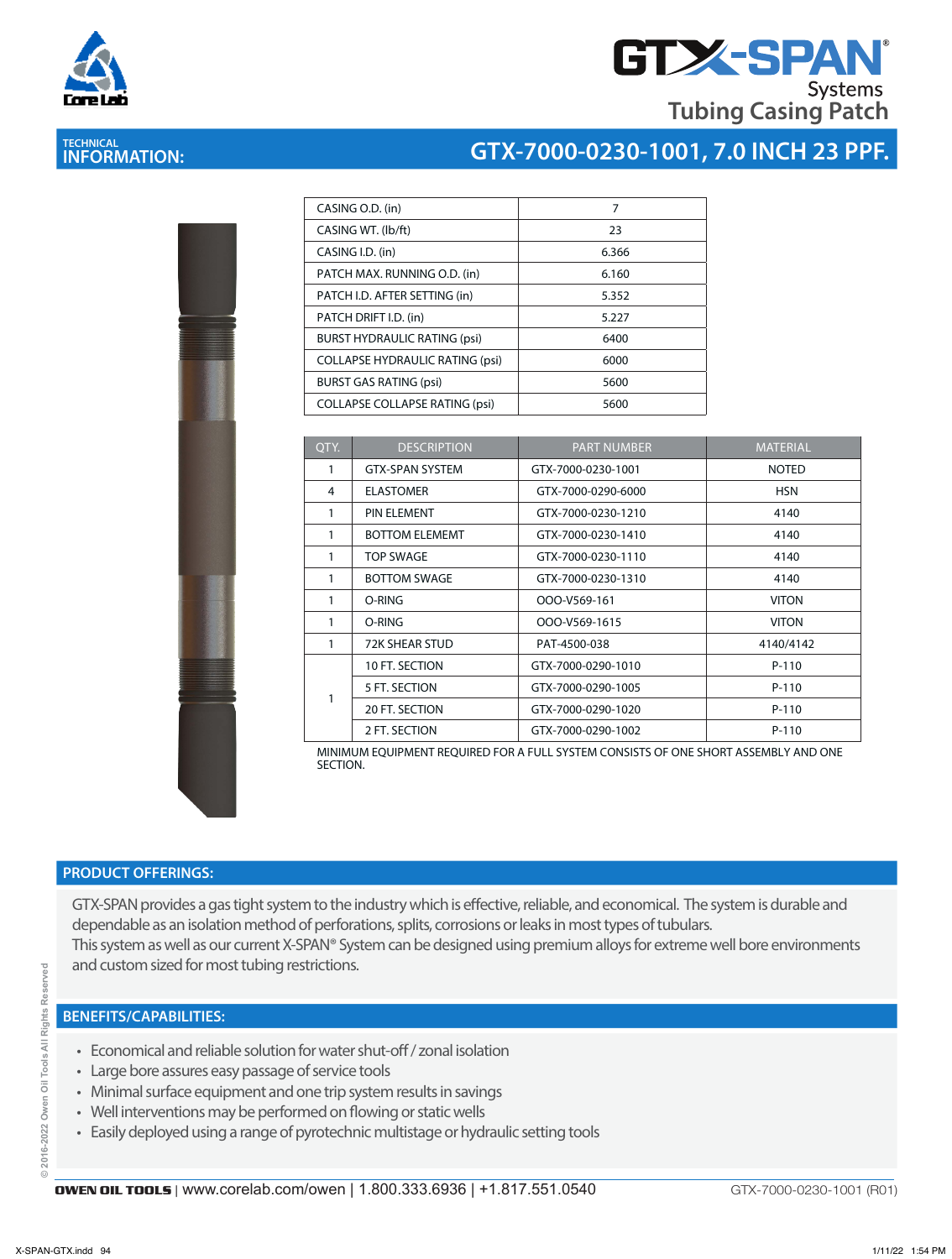# GTX-SPAN® Systems Tubing Casing Patch

## TECHNICAL INFORMATION: GTX-7000-0230-1001, 7.0 INCH 23 PPF.

| | |
|---|---|
| CASING O.D. (in) | 7 |
| CASING WT. (lb/ft) | 23 |
| CASING I.D. (in) | 6.366 |
| PATCH MAX. RUNNING O.D. (in) | 6.160 |
| PATCH I.D. AFTER SETTING (in) | 5.352 |
| PATCH DRIFT I.D. (in) | 5.227 |
| BURST HYDRAULIC RATING (psi) | 6400 |
| COLLAPSE HYDRAULIC RATING (psi) | 6000 |
| BURST GAS RATING (psi) | 5600 |
| COLLAPSE COLLAPSE RATING (psi) | 5600 |

| QTY. | DESCRIPTION | PART NUMBER | MATERIAL |
|---|---|---|---|
| 1 | GTX-SPAN SYSTEM | GTX-7000-0230-1001 | NOTED |
| 4 | ELASTOMER | GTX-7000-0290-6000 | HSN |
| 1 | PIN ELEMENT | GTX-7000-0230-1210 | 4140 |
| 1 | BOTTOM ELEMEMT | GTX-7000-0230-1410 | 4140 |
| 1 | TOP SWAGE | GTX-7000-0230-1110 | 4140 |
| 1 | BOTTOM SWAGE | GTX-7000-0230-1310 | 4140 |
| 1 | O-RING | OOO-V569-161 | VITON |
| 1 | O-RING | OOO-V569-1615 | VITON |
| 1 | 72K SHEAR STUD | PAT-4500-038 | 4140/4142 |
| 1 | 10 FT. SECTION | GTX-7000-0290-1010 | P-110 |
| | 5 FT. SECTION | GTX-7000-0290-1005 | P-110 |
| | 20 FT. SECTION | GTX-7000-0290-1020 | P-110 |
| | 2 FT. SECTION | GTX-7000-0290-1002 | P-110 |

MINIMUM EQUIPMENT REQUIRED FOR A FULL SYSTEM CONSISTS OF ONE SHORT ASSEMBLY AND ONE SECTION.

## PRODUCT OFFERINGS:

GTX-SPAN provides a gas tight system to the industry which is effective, reliable, and economical. The system is durable and dependable as an isolation method of perforations, splits, corrosions or leaks in most types of tubulars.
This system as well as our current X-SPAN® System can be designed using premium alloys for extreme well bore environments and custom sized for most tubing restrictions.

## BENEFITS/CAPABILITIES:

- Economical and reliable solution for water shut-off / zonal isolation
- Large bore assures easy passage of service tools
- Minimal surface equipment and one trip system results in savings
- Well interventions may be performed on flowing or static wells
- Easily deployed using a range of pyrotechnic multistage or hydraulic setting tools

OWEN OIL TOOLS | www.corelab.com/owen | 1.800.333.6936 | +1.817.551.0540 GTX-7000-0230-1001 (R01)

© 2016-2022 Owen Oil Tools All Rights Reserved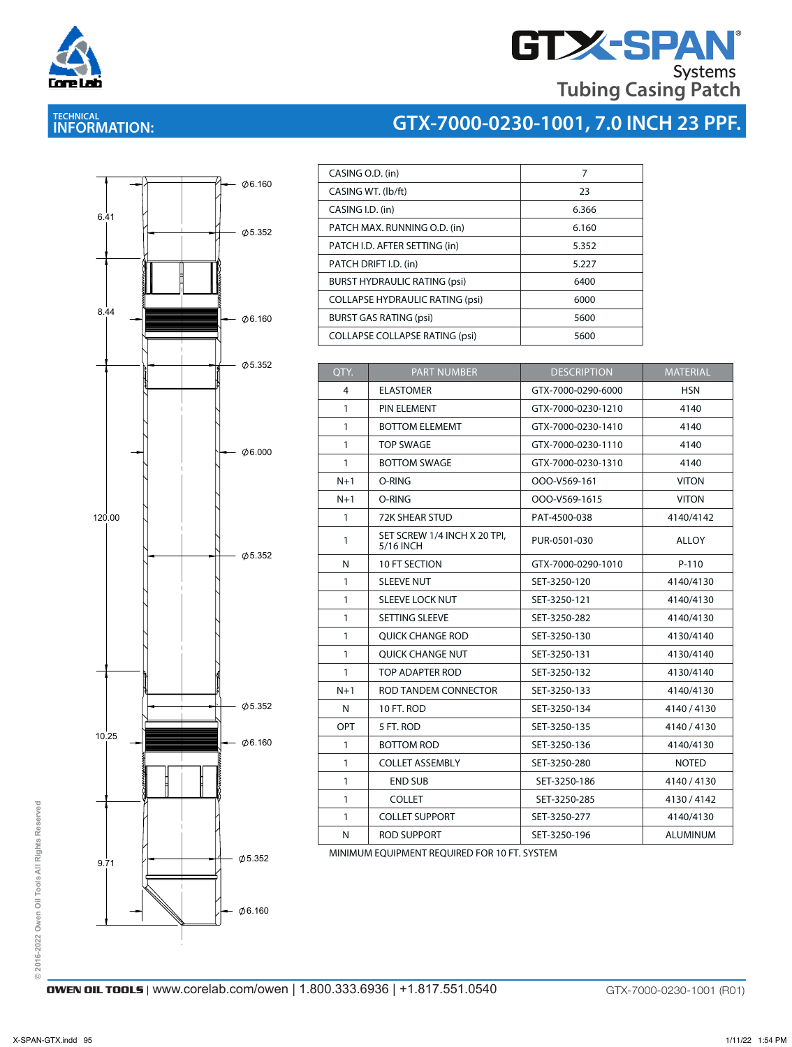# GTX-SPAN® Systems

## Tubing Casing Patch

**TECHNICAL INFORMATION:**

## GTX-7000-0230-1001, 7.0 INCH 23 PPF.

6.41 | Ø6.160 | Ø5.352 | 8.44 | Ø6.160 | Ø5.352 | Ø6.000 | 120.00 | Ø5.352 | Ø5.352 | 10.25 | Ø6.160 | 9.71 | Ø5.352 | Ø6.160

| | |
|---|---|
| CASING O.D. (in) | 7 |
| CASING WT. (lb/ft) | 23 |
| CASING I.D. (in) | 6.366 |
| PATCH MAX. RUNNING O.D. (in) | 6.160 |
| PATCH I.D. AFTER SETTING (in) | 5.352 |
| PATCH DRIFT I.D. (in) | 5.227 |
| BURST HYDRAULIC RATING (psi) | 6400 |
| COLLAPSE HYDRAULIC RATING (psi) | 6000 |
| BURST GAS RATING (psi) | 5600 |
| COLLAPSE COLLAPSE RATING (psi) | 5600 |

| QTY. | PART NUMBER | DESCRIPTION | MATERIAL |
|---|---|---|---|
| 4 | ELASTOMER | GTX-7000-0290-6000 | HSN |
| 1 | PIN ELEMENT | GTX-7000-0230-1210 | 4140 |
| 1 | BOTTOM ELEMEMT | GTX-7000-0230-1410 | 4140 |
| 1 | TOP SWAGE | GTX-7000-0230-1110 | 4140 |
| 1 | BOTTOM SWAGE | GTX-7000-0230-1310 | 4140 |
| N+1 | O-RING | OOO-V569-161 | VITON |
| N+1 | O-RING | OOO-V569-1615 | VITON |
| 1 | 72K SHEAR STUD | PAT-4500-038 | 4140/4142 |
| 1 | SET SCREW 1/4 INCH X 20 TPI, 5/16 INCH | PUR-0501-030 | ALLOY |
| N | 10 FT SECTION | GTX-7000-0290-1010 | P-110 |
| 1 | SLEEVE NUT | SET-3250-120 | 4140/4130 |
| 1 | SLEEVE LOCK NUT | SET-3250-121 | 4140/4130 |
| 1 | SETTING SLEEVE | SET-3250-282 | 4140/4130 |
| 1 | QUICK CHANGE ROD | SET-3250-130 | 4130/4140 |
| 1 | QUICK CHANGE NUT | SET-3250-131 | 4130/4140 |
| 1 | TOP ADAPTER ROD | SET-3250-132 | 4130/4140 |
| N+1 | ROD TANDEM CONNECTOR | SET-3250-133 | 4140/4130 |
| N | 10 FT. ROD | SET-3250-134 | 4140 / 4130 |
| OPT | 5 FT. ROD | SET-3250-135 | 4140 / 4130 |
| 1 | BOTTOM ROD | SET-3250-136 | 4140/4130 |
| 1 | COLLET ASSEMBLY | SET-3250-280 | NOTED |
| 1 | END SUB | SET-3250-186 | 4140 / 4130 |
| 1 | COLLET | SET-3250-285 | 4130 / 4142 |
| 1 | COLLET SUPPORT | SET-3250-277 | 4140/4130 |
| N | ROD SUPPORT | SET-3250-196 | ALUMINUM |

MINIMUM EQUIPMENT REQUIRED FOR 10 FT. SYSTEM

© 2016-2022 Owen Oil Tools All Rights Reserved

**OWEN OIL TOOLS** | www.corelab.com/owen | 1.800.333.6936 | +1.817.551.0540 GTX-7000-0230-1001 (R01)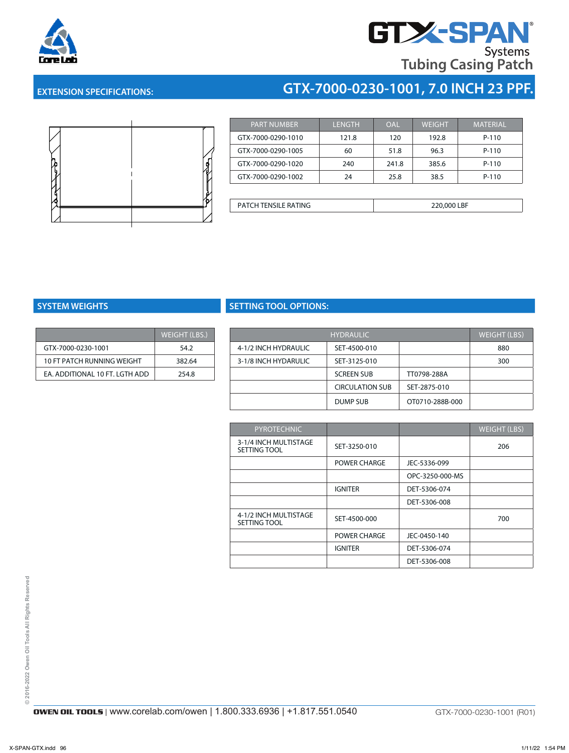GTX-SPAN® Systems
Tubing Casing Patch

## EXTENSION SPECIFICATIONS: GTX-7000-0230-1001, 7.0 INCH 23 PPF.

| PART NUMBER | LENGTH | OAL | WEIGHT | MATERIAL |
|---|---|---|---|---|
| GTX-7000-0290-1010 | 121.8 | 120 | 192.8 | P-110 |
| GTX-7000-0290-1005 | 60 | 51.8 | 96.3 | P-110 |
| GTX-7000-0290-1020 | 240 | 241.8 | 385.6 | P-110 |
| GTX-7000-0290-1002 | 24 | 25.8 | 38.5 | P-110 |

| | |
|---|---|
| PATCH TENSILE RATING | 220,000 LBF |

## SYSTEM WEIGHTS

| | WEIGHT (LBS.) |
|---|---|
| GTX-7000-0230-1001 | 54.2 |
| 10 FT PATCH RUNNING WEIGHT | 382.64 |
| EA. ADDITIONAL 10 FT. LGTH ADD | 254.8 |

## SETTING TOOL OPTIONS:

| HYDRAULIC | | | WEIGHT (LBS) |
|---|---|---|---|
| 4-1/2 INCH HYDRAULIC | SET-4500-010 | | 880 |
| 3-1/8 INCH HYDARULIC | SET-3125-010 | | 300 |
| | SCREEN SUB | TT0798-288A | |
| | CIRCULATION SUB | SET-2875-010 | |
| | DUMP SUB | OT0710-288B-000 | |

| PYROTECHNIC | | | WEIGHT (LBS) |
|---|---|---|---|
| 3-1/4 INCH MULTISTAGE SETTING TOOL | SET-3250-010 | | 206 |
| | POWER CHARGE | JEC-5336-099 | |
| | | OPC-3250-000-MS | |
| | IGNITER | DET-5306-074 | |
| | | DET-5306-008 | |
| 4-1/2 INCH MULTISTAGE SETTING TOOL | SET-4500-000 | | 700 |
| | POWER CHARGE | JEC-0450-140 | |
| | IGNITER | DET-5306-074 | |
| | | DET-5306-008 | |

© 2016-2022 Owen Oil Tools All Rights Reserved

OWEN OIL TOOLS | www.corelab.com/owen | 1.800.333.6936 | +1.817.551.0540 GTX-7000-0230-1001 (R01)